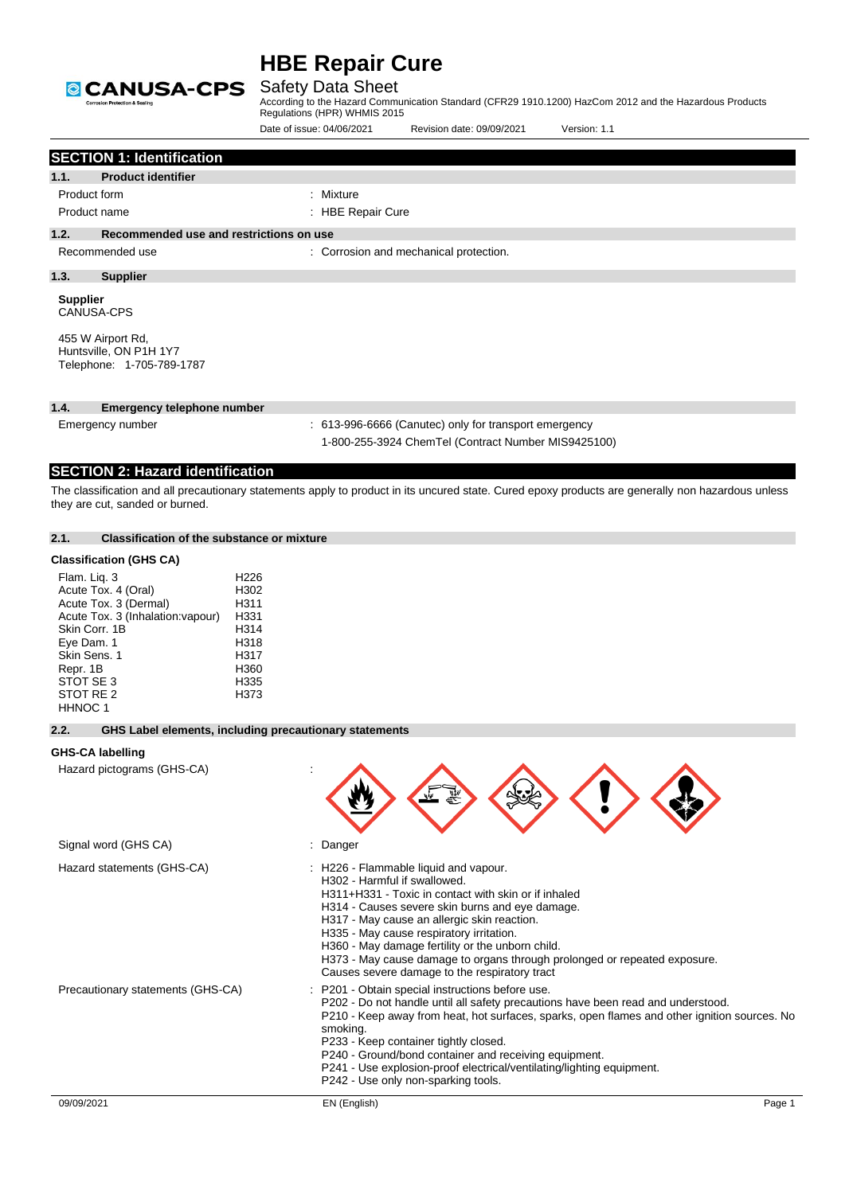# HBE Repair Cure

## Safety Data Sheet

According to the Hazard Communication Standard (CFR29 1910.1200) HazCom 2012 and the Hazardous Products Regulations (HPR) WHMIS 2015

Date of issue: 04/06/2021    Revision date: 09/09/2021    Version: 1.1

## SECTION 1: Identification

### 1.1. Product identifier

| | |
|---|---|
| Product form | : Mixture |
| Product name | : HBE Repair Cure |

### 1.2. Recommended use and restrictions on use

| | |
|---|---|
| Recommended use | : Corrosion and mechanical protection. |

### 1.3. Supplier

**Supplier**
CANUSA-CPS

455 W Airport Rd,
Huntsville, ON P1H 1Y7
Telephone: 1-705-789-1787

### 1.4. Emergency telephone number

| | |
|---|---|
| Emergency number | : 613-996-6666 (Canutec) only for transport emergency<br>1-800-255-3924 ChemTel (Contract Number MIS9425100) |

## SECTION 2: Hazard identification

The classification and all precautionary statements apply to product in its uncured state. Cured epoxy products are generally non hazardous unless they are cut, sanded or burned.

### 2.1. Classification of the substance or mixture

**Classification (GHS CA)**

| | |
|---|---|
| Flam. Liq. 3 | H226 |
| Acute Tox. 4 (Oral) | H302 |
| Acute Tox. 3 (Dermal) | H311 |
| Acute Tox. 3 (Inhalation:vapour) | H331 |
| Skin Corr. 1B | H314 |
| Eye Dam. 1 | H318 |
| Skin Sens. 1 | H317 |
| Repr. 1B | H360 |
| STOT SE 3 | H335 |
| STOT RE 2 | H373 |
| HHNOC 1 | |

### 2.2. GHS Label elements, including precautionary statements

**GHS-CA labelling**

Hazard pictograms (GHS-CA) :

Signal word (GHS CA) : Danger

Hazard statements (GHS-CA) :
H226 - Flammable liquid and vapour.
H302 - Harmful if swallowed.
H311+H331 - Toxic in contact with skin or if inhaled
H314 - Causes severe skin burns and eye damage.
H317 - May cause an allergic skin reaction.
H335 - May cause respiratory irritation.
H360 - May damage fertility or the unborn child.
H373 - May cause damage to organs through prolonged or repeated exposure.
Causes severe damage to the respiratory tract

Precautionary statements (GHS-CA) :
P201 - Obtain special instructions before use.
P202 - Do not handle until all safety precautions have been read and understood.
P210 - Keep away from heat, hot surfaces, sparks, open flames and other ignition sources. No smoking.
P233 - Keep container tightly closed.
P240 - Ground/bond container and receiving equipment.
P241 - Use explosion-proof electrical/ventilating/lighting equipment.
P242 - Use only non-sparking tools.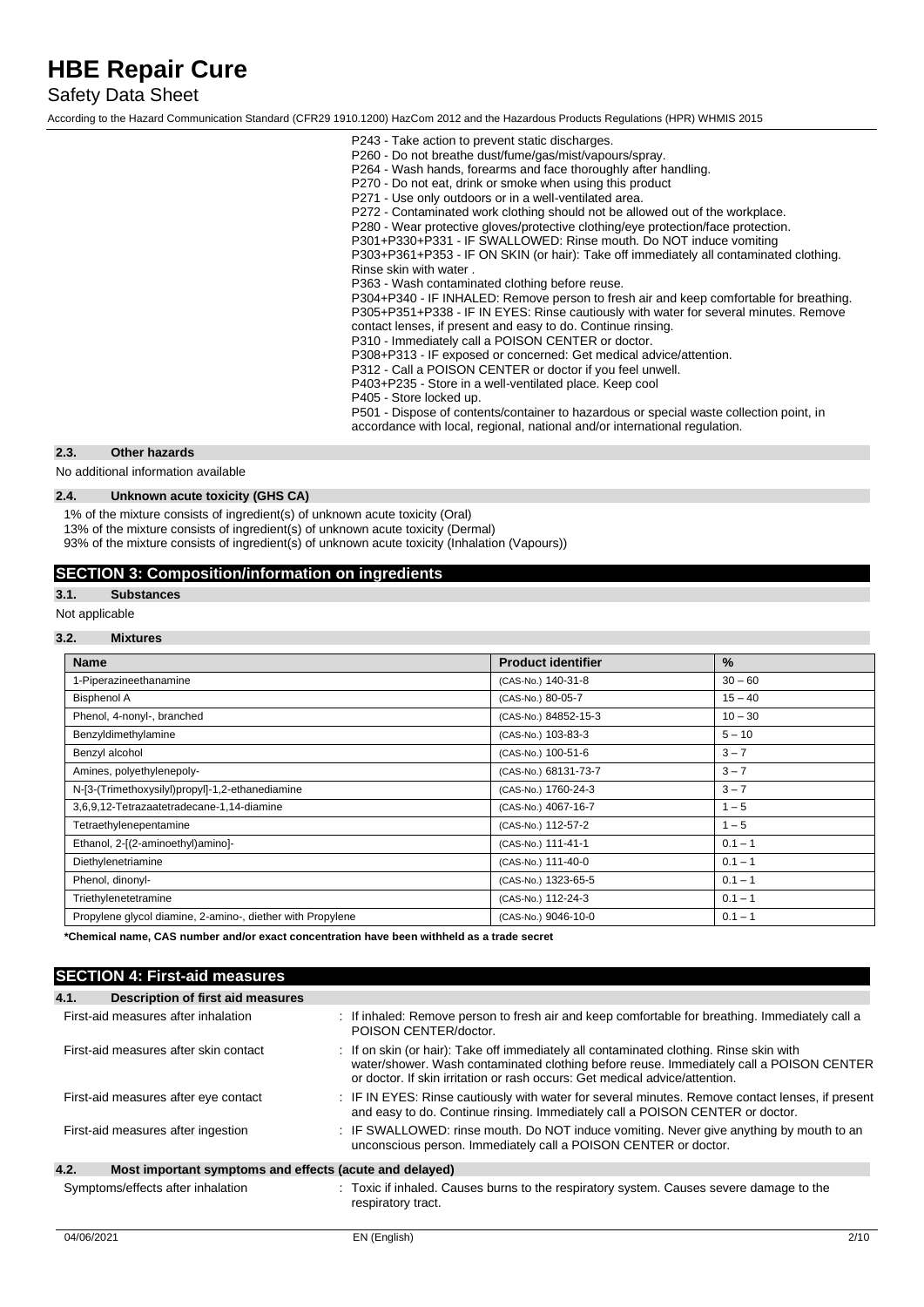P243 - Take action to prevent static discharges.
P260 - Do not breathe dust/fume/gas/mist/vapours/spray.
P264 - Wash hands, forearms and face thoroughly after handling.
P270 - Do not eat, drink or smoke when using this product
P271 - Use only outdoors or in a well-ventilated area.
P272 - Contaminated work clothing should not be allowed out of the workplace.
P280 - Wear protective gloves/protective clothing/eye protection/face protection.
P301+P330+P331 - IF SWALLOWED: Rinse mouth. Do NOT induce vomiting
P303+P361+P353 - IF ON SKIN (or hair): Take off immediately all contaminated clothing. Rinse skin with water .
P363 - Wash contaminated clothing before reuse.
P304+P340 - IF INHALED: Remove person to fresh air and keep comfortable for breathing.
P305+P351+P338 - IF IN EYES: Rinse cautiously with water for several minutes. Remove contact lenses, if present and easy to do. Continue rinsing.
P310 - Immediately call a POISON CENTER or doctor.
P308+P313 - IF exposed or concerned: Get medical advice/attention.
P312 - Call a POISON CENTER or doctor if you feel unwell.
P403+P235 - Store in a well-ventilated place. Keep cool
P405 - Store locked up.
P501 - Dispose of contents/container to hazardous or special waste collection point, in accordance with local, regional, national and/or international regulation.

### 2.3. Other hazards

No additional information available

### 2.4. Unknown acute toxicity (GHS CA)

1% of the mixture consists of ingredient(s) of unknown acute toxicity (Oral)
13% of the mixture consists of ingredient(s) of unknown acute toxicity (Dermal)
93% of the mixture consists of ingredient(s) of unknown acute toxicity (Inhalation (Vapours))

## SECTION 3: Composition/information on ingredients

### 3.1. Substances

Not applicable

### 3.2. Mixtures

| Name | Product identifier | % |
|---|---|---|
| 1-Piperazineethanamine | (CAS-No.) 140-31-8 | 30 – 60 |
| Bisphenol A | (CAS-No.) 80-05-7 | 15 – 40 |
| Phenol, 4-nonyl-, branched | (CAS-No.) 84852-15-3 | 10 – 30 |
| Benzyldimethylamine | (CAS-No.) 103-83-3 | 5 – 10 |
| Benzyl alcohol | (CAS-No.) 100-51-6 | 3 – 7 |
| Amines, polyethylenepoly- | (CAS-No.) 68131-73-7 | 3 – 7 |
| N-[3-(Trimethoxysilyl)propyl]-1,2-ethanediamine | (CAS-No.) 1760-24-3 | 3 – 7 |
| 3,6,9,12-Tetrazaatetradecane-1,14-diamine | (CAS-No.) 4067-16-7 | 1 – 5 |
| Tetraethylenepentamine | (CAS-No.) 112-57-2 | 1 – 5 |
| Ethanol, 2-[(2-aminoethyl)amino]- | (CAS-No.) 111-41-1 | 0.1 – 1 |
| Diethylenetriamine | (CAS-No.) 111-40-0 | 0.1 – 1 |
| Phenol, dinonyl- | (CAS-No.) 1323-65-5 | 0.1 – 1 |
| Triethylenetetramine | (CAS-No.) 112-24-3 | 0.1 – 1 |
| Propylene glycol diamine, 2-amino-, diether with Propylene | (CAS-No.) 9046-10-0 | 0.1 – 1 |

**\*Chemical name, CAS number and/or exact concentration have been withheld as a trade secret**

## SECTION 4: First-aid measures

### 4.1. Description of first aid measures

First-aid measures after inhalation : If inhaled: Remove person to fresh air and keep comfortable for breathing. Immediately call a POISON CENTER/doctor.

First-aid measures after skin contact : If on skin (or hair): Take off immediately all contaminated clothing. Rinse skin with water/shower. Wash contaminated clothing before reuse. Immediately call a POISON CENTER or doctor. If skin irritation or rash occurs: Get medical advice/attention.

First-aid measures after eye contact : IF IN EYES: Rinse cautiously with water for several minutes. Remove contact lenses, if present and easy to do. Continue rinsing. Immediately call a POISON CENTER or doctor.

First-aid measures after ingestion : IF SWALLOWED: rinse mouth. Do NOT induce vomiting. Never give anything by mouth to an unconscious person. Immediately call a POISON CENTER or doctor.

### 4.2. Most important symptoms and effects (acute and delayed)

Symptoms/effects after inhalation : Toxic if inhaled. Causes burns to the respiratory system. Causes severe damage to the respiratory tract.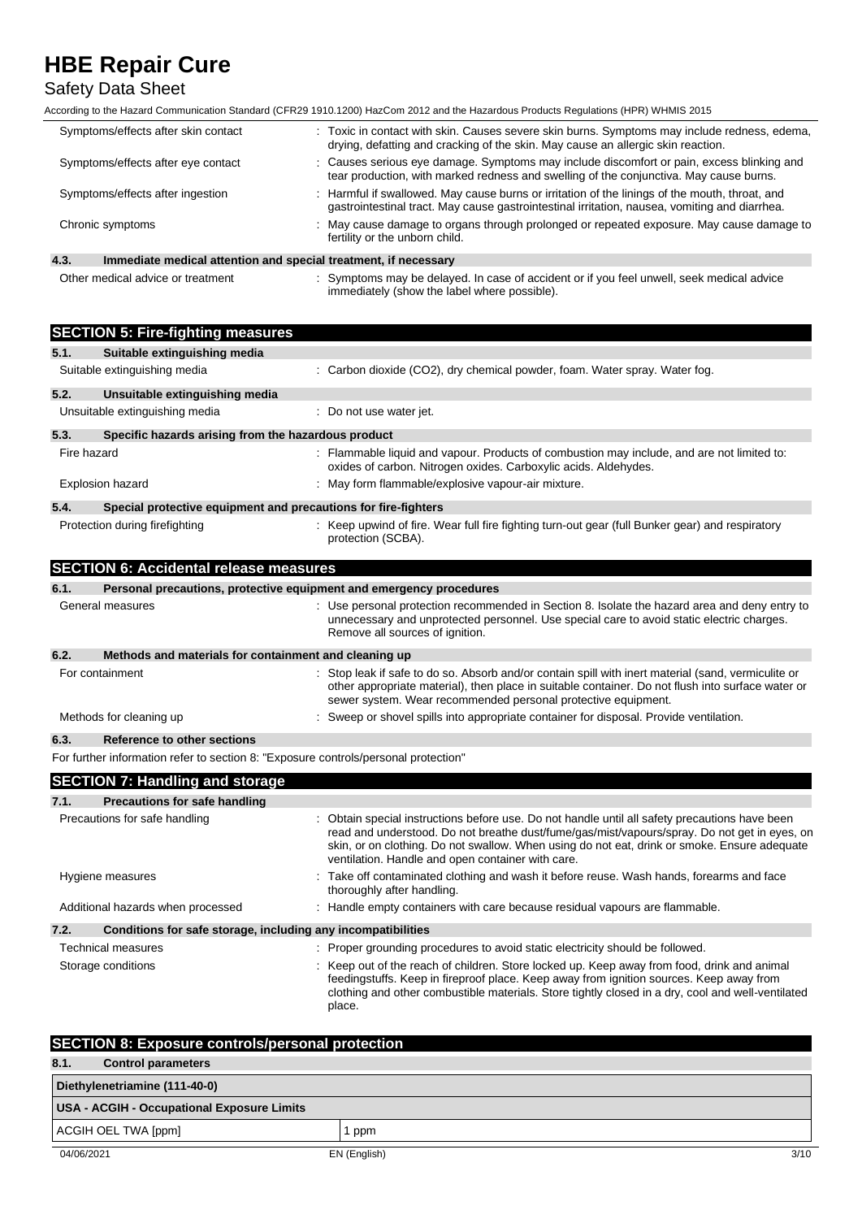Symptoms/effects after skin contact : Toxic in contact with skin. Causes severe skin burns. Symptoms may include redness, edema, drying, defatting and cracking of the skin. May cause an allergic skin reaction.

Symptoms/effects after eye contact : Causes serious eye damage. Symptoms may include discomfort or pain, excess blinking and tear production, with marked redness and swelling of the conjunctiva. May cause burns.

Symptoms/effects after ingestion : Harmful if swallowed. May cause burns or irritation of the linings of the mouth, throat, and gastrointestinal tract. May cause gastrointestinal irritation, nausea, vomiting and diarrhea.

Chronic symptoms : May cause damage to organs through prolonged or repeated exposure. May cause damage to fertility or the unborn child.

### 4.3. Immediate medical attention and special treatment, if necessary

Other medical advice or treatment : Symptoms may be delayed. In case of accident or if you feel unwell, seek medical advice immediately (show the label where possible).

## SECTION 5: Fire-fighting measures

### 5.1. Suitable extinguishing media

Suitable extinguishing media : Carbon dioxide ($CO_2$), dry chemical powder, foam. Water spray. Water fog.

### 5.2. Unsuitable extinguishing media

Unsuitable extinguishing media : Do not use water jet.

### 5.3. Specific hazards arising from the hazardous product

Fire hazard : Flammable liquid and vapour. Products of combustion may include, and are not limited to: oxides of carbon. Nitrogen oxides. Carboxylic acids. Aldehydes.

Explosion hazard : May form flammable/explosive vapour-air mixture.

### 5.4. Special protective equipment and precautions for fire-fighters

Protection during firefighting : Keep upwind of fire. Wear full fire fighting turn-out gear (full Bunker gear) and respiratory protection (SCBA).

## SECTION 6: Accidental release measures

### 6.1. Personal precautions, protective equipment and emergency procedures

General measures : Use personal protection recommended in Section 8. Isolate the hazard area and deny entry to unnecessary and unprotected personnel. Use special care to avoid static electric charges. Remove all sources of ignition.

### 6.2. Methods and materials for containment and cleaning up

For containment : Stop leak if safe to do so. Absorb and/or contain spill with inert material (sand, vermiculite or other appropriate material), then place in suitable container. Do not flush into surface water or sewer system. Wear recommended personal protective equipment.

Methods for cleaning up : Sweep or shovel spills into appropriate container for disposal. Provide ventilation.

### 6.3. Reference to other sections

For further information refer to section 8: "Exposure controls/personal protection"

## SECTION 7: Handling and storage

### 7.1. Precautions for safe handling

Precautions for safe handling : Obtain special instructions before use. Do not handle until all safety precautions have been read and understood. Do not breathe dust/fume/gas/mist/vapours/spray. Do not get in eyes, on skin, or on clothing. Do not swallow. When using do not eat, drink or smoke. Ensure adequate ventilation. Handle and open container with care.

Hygiene measures : Take off contaminated clothing and wash it before reuse. Wash hands, forearms and face thoroughly after handling.

Additional hazards when processed : Handle empty containers with care because residual vapours are flammable.

### 7.2. Conditions for safe storage, including any incompatibilities

Technical measures : Proper grounding procedures to avoid static electricity should be followed.

Storage conditions : Keep out of the reach of children. Store locked up. Keep away from food, drink and animal feedingstuffs. Keep in fireproof place. Keep away from ignition sources. Keep away from clothing and other combustible materials. Store tightly closed in a dry, cool and well-ventilated place.

## SECTION 8: Exposure controls/personal protection

### 8.1. Control parameters

| Diethylenetriamine (111-40-0) | |
|---|---|
| **USA - ACGIH - Occupational Exposure Limits** | |
| ACGIH OEL TWA [ppm] | 1 ppm |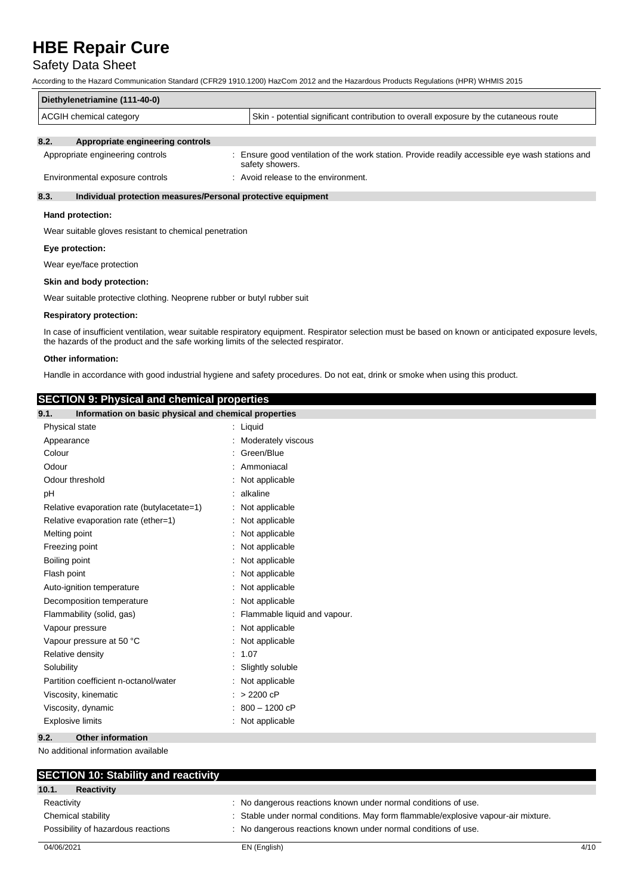| Diethylenetriamine (111-40-0) | |
| --- | --- |
| ACGIH chemical category | Skin - potential significant contribution to overall exposure by the cutaneous route |

### 8.2. Appropriate engineering controls

| | |
| --- | --- |
| Appropriate engineering controls | : Ensure good ventilation of the work station. Provide readily accessible eye wash stations and safety showers. |
| Environmental exposure controls | : Avoid release to the environment. |

### 8.3. Individual protection measures/Personal protective equipment

**Hand protection:**

Wear suitable gloves resistant to chemical penetration

**Eye protection:**

Wear eye/face protection

**Skin and body protection:**

Wear suitable protective clothing. Neoprene rubber or butyl rubber suit

**Respiratory protection:**

In case of insufficient ventilation, wear suitable respiratory equipment. Respirator selection must be based on known or anticipated exposure levels, the hazards of the product and the safe working limits of the selected respirator.

**Other information:**

Handle in accordance with good industrial hygiene and safety procedures. Do not eat, drink or smoke when using this product.

## SECTION 9: Physical and chemical properties

### 9.1. Information on basic physical and chemical properties

| | |
| --- | --- |
| Physical state | : Liquid |
| Appearance | : Moderately viscous |
| Colour | : Green/Blue |
| Odour | : Ammoniacal |
| Odour threshold | : Not applicable |
| pH | : alkaline |
| Relative evaporation rate (butylacetate=1) | : Not applicable |
| Relative evaporation rate (ether=1) | : Not applicable |
| Melting point | : Not applicable |
| Freezing point | : Not applicable |
| Boiling point | : Not applicable |
| Flash point | : Not applicable |
| Auto-ignition temperature | : Not applicable |
| Decomposition temperature | : Not applicable |
| Flammability (solid, gas) | : Flammable liquid and vapour. |
| Vapour pressure | : Not applicable |
| Vapour pressure at 50 °C | : Not applicable |
| Relative density | : 1.07 |
| Solubility | : Slightly soluble |
| Partition coefficient n-octanol/water | : Not applicable |
| Viscosity, kinematic | : > 2200 cP |
| Viscosity, dynamic | : 800 – 1200 cP |
| Explosive limits | : Not applicable |

### 9.2. Other information

No additional information available

## SECTION 10: Stability and reactivity

### 10.1. Reactivity

| | |
| --- | --- |
| Reactivity | : No dangerous reactions known under normal conditions of use. |
| Chemical stability | : Stable under normal conditions. May form flammable/explosive vapour-air mixture. |
| Possibility of hazardous reactions | : No dangerous reactions known under normal conditions of use. |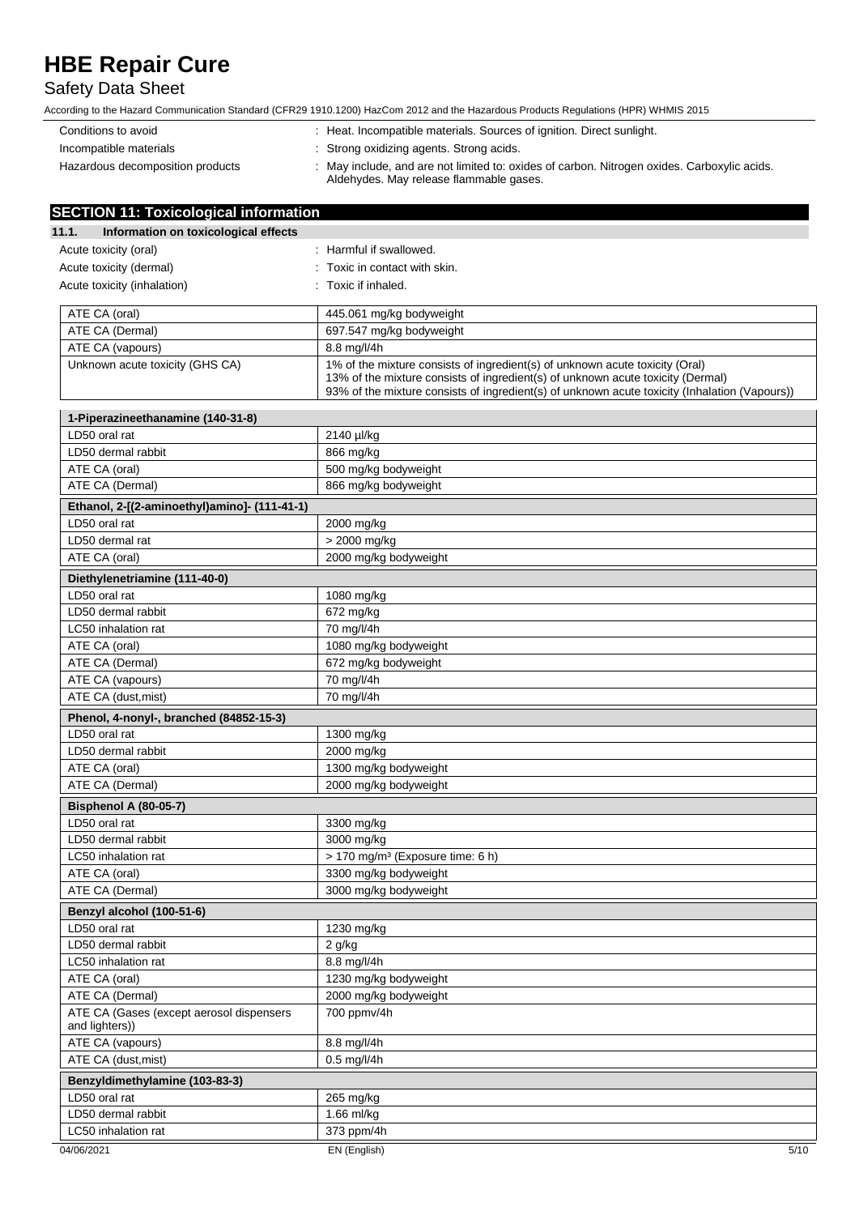| | |
|---|---|
| Conditions to avoid | : Heat. Incompatible materials. Sources of ignition. Direct sunlight. |
| Incompatible materials | : Strong oxidizing agents. Strong acids. |
| Hazardous decomposition products | : May include, and are not limited to: oxides of carbon. Nitrogen oxides. Carboxylic acids. Aldehydes. May release flammable gases. |

## SECTION 11: Toxicological information

### 11.1. Information on toxicological effects

| | |
|---|---|
| Acute toxicity (oral) | : Harmful if swallowed. |
| Acute toxicity (dermal) | : Toxic in contact with skin. |
| Acute toxicity (inhalation) | : Toxic if inhaled. |

| | |
|---|---|
| ATE CA (oral) | 445.061 mg/kg bodyweight |
| ATE CA (Dermal) | 697.547 mg/kg bodyweight |
| ATE CA (vapours) | 8.8 mg/l/4h |
| Unknown acute toxicity (GHS CA) | 1% of the mixture consists of ingredient(s) of unknown acute toxicity (Oral)<br>13% of the mixture consists of ingredient(s) of unknown acute toxicity (Dermal)<br>93% of the mixture consists of ingredient(s) of unknown acute toxicity (Inhalation (Vapours)) |

| **1-Piperazineethanamine (140-31-8)** | |
|---|---|
| LD50 oral rat | 2140 µl/kg |
| LD50 dermal rabbit | 866 mg/kg |
| ATE CA (oral) | 500 mg/kg bodyweight |
| ATE CA (Dermal) | 866 mg/kg bodyweight |

| **Ethanol, 2-[(2-aminoethyl)amino]- (111-41-1)** | |
|---|---|
| LD50 oral rat | 2000 mg/kg |
| LD50 dermal rat | > 2000 mg/kg |
| ATE CA (oral) | 2000 mg/kg bodyweight |

| **Diethylenetriamine (111-40-0)** | |
|---|---|
| LD50 oral rat | 1080 mg/kg |
| LD50 dermal rabbit | 672 mg/kg |
| LC50 inhalation rat | 70 mg/l/4h |
| ATE CA (oral) | 1080 mg/kg bodyweight |
| ATE CA (Dermal) | 672 mg/kg bodyweight |
| ATE CA (vapours) | 70 mg/l/4h |
| ATE CA (dust,mist) | 70 mg/l/4h |

| **Phenol, 4-nonyl-, branched (84852-15-3)** | |
|---|---|
| LD50 oral rat | 1300 mg/kg |
| LD50 dermal rabbit | 2000 mg/kg |
| ATE CA (oral) | 1300 mg/kg bodyweight |
| ATE CA (Dermal) | 2000 mg/kg bodyweight |

| **Bisphenol A (80-05-7)** | |
|---|---|
| LD50 oral rat | 3300 mg/kg |
| LD50 dermal rabbit | 3000 mg/kg |
| LC50 inhalation rat | > 170 mg/m³ (Exposure time: 6 h) |
| ATE CA (oral) | 3300 mg/kg bodyweight |
| ATE CA (Dermal) | 3000 mg/kg bodyweight |

| **Benzyl alcohol (100-51-6)** | |
|---|---|
| LD50 oral rat | 1230 mg/kg |
| LD50 dermal rabbit | 2 g/kg |
| LC50 inhalation rat | 8.8 mg/l/4h |
| ATE CA (oral) | 1230 mg/kg bodyweight |
| ATE CA (Dermal) | 2000 mg/kg bodyweight |
| ATE CA (Gases (except aerosol dispensers and lighters)) | 700 ppmv/4h |
| ATE CA (vapours) | 8.8 mg/l/4h |
| ATE CA (dust,mist) | 0.5 mg/l/4h |

| **Benzyldimethylamine (103-83-3)** | |
|---|---|
| LD50 oral rat | 265 mg/kg |
| LD50 dermal rabbit | 1.66 ml/kg |
| LC50 inhalation rat | 373 ppm/4h |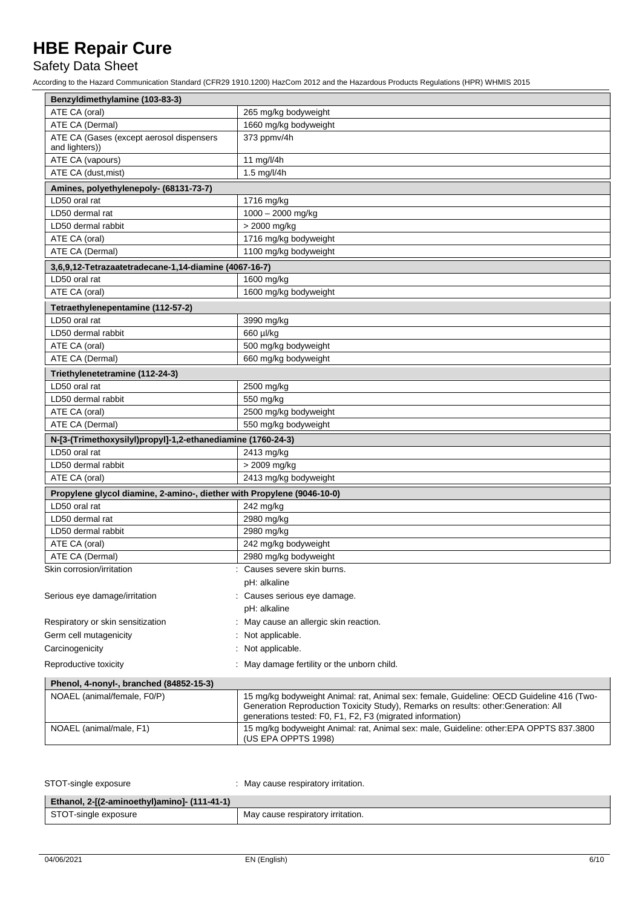| Benzyldimethylamine (103-83-3) | |
|---|---|
| ATE CA (oral) | 265 mg/kg bodyweight |
| ATE CA (Dermal) | 1660 mg/kg bodyweight |
| ATE CA (Gases (except aerosol dispensers and lighters)) | 373 ppmv/4h |
| ATE CA (vapours) | 11 mg/l/4h |
| ATE CA (dust,mist) | 1.5 mg/l/4h |

| Amines, polyethylenepoly- (68131-73-7) | |
|---|---|
| LD50 oral rat | 1716 mg/kg |
| LD50 dermal rat | 1000 – 2000 mg/kg |
| LD50 dermal rabbit | > 2000 mg/kg |
| ATE CA (oral) | 1716 mg/kg bodyweight |
| ATE CA (Dermal) | 1100 mg/kg bodyweight |

| 3,6,9,12-Tetrazaatetradecane-1,14-diamine (4067-16-7) | |
|---|---|
| LD50 oral rat | 1600 mg/kg |
| ATE CA (oral) | 1600 mg/kg bodyweight |

| Tetraethylenepentamine (112-57-2) | |
|---|---|
| LD50 oral rat | 3990 mg/kg |
| LD50 dermal rabbit | 660 µl/kg |
| ATE CA (oral) | 500 mg/kg bodyweight |
| ATE CA (Dermal) | 660 mg/kg bodyweight |

| Triethylenetetramine (112-24-3) | |
|---|---|
| LD50 oral rat | 2500 mg/kg |
| LD50 dermal rabbit | 550 mg/kg |
| ATE CA (oral) | 2500 mg/kg bodyweight |
| ATE CA (Dermal) | 550 mg/kg bodyweight |

| N-[3-(Trimethoxysilyl)propyl]-1,2-ethanediamine (1760-24-3) | |
|---|---|
| LD50 oral rat | 2413 mg/kg |
| LD50 dermal rabbit | > 2009 mg/kg |
| ATE CA (oral) | 2413 mg/kg bodyweight |

| Propylene glycol diamine, 2-amino-, diether with Propylene (9046-10-0) | |
|---|---|
| LD50 oral rat | 242 mg/kg |
| LD50 dermal rat | 2980 mg/kg |
| LD50 dermal rabbit | 2980 mg/kg |
| ATE CA (oral) | 242 mg/kg bodyweight |
| ATE CA (Dermal) | 2980 mg/kg bodyweight |

Skin corrosion/irritation : Causes severe skin burns.

pH: alkaline

Serious eye damage/irritation : Causes serious eye damage.

pH: alkaline

Respiratory or skin sensitization : May cause an allergic skin reaction.

Germ cell mutagenicity : Not applicable.

Carcinogenicity : Not applicable.

Reproductive toxicity : May damage fertility or the unborn child.

| Phenol, 4-nonyl-, branched (84852-15-3) | |
|---|---|
| NOAEL (animal/female, F0/P) | 15 mg/kg bodyweight Animal: rat, Animal sex: female, Guideline: OECD Guideline 416 (Two-Generation Reproduction Toxicity Study), Remarks on results: other:Generation: All generations tested: F0, F1, F2, F3 (migrated information) |
| NOAEL (animal/male, F1) | 15 mg/kg bodyweight Animal: rat, Animal sex: male, Guideline: other:EPA OPPTS 837.3800 (US EPA OPPTS 1998) |

STOT-single exposure : May cause respiratory irritation.

| Ethanol, 2-[(2-aminoethyl)amino]- (111-41-1) | |
|---|---|
| STOT-single exposure | May cause respiratory irritation. |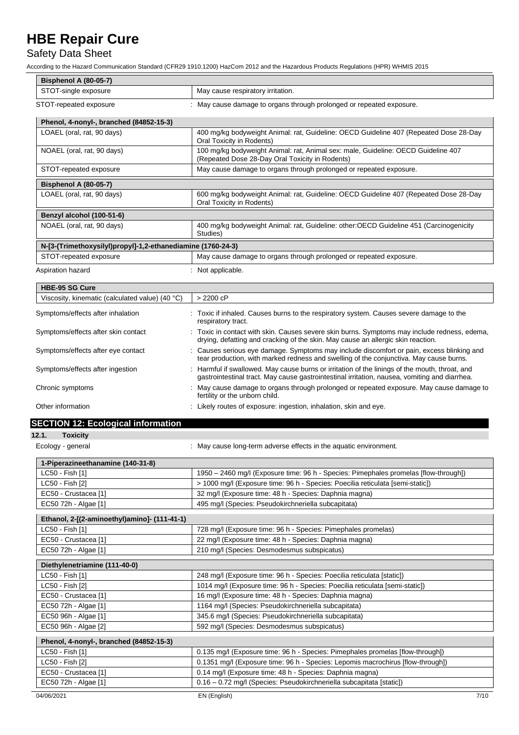| Bisphenol A (80-05-7) | |
|---|---|
| STOT-single exposure | May cause respiratory irritation. |

STOT-repeated exposure : May cause damage to organs through prolonged or repeated exposure.

| Phenol, 4-nonyl-, branched (84852-15-3) | |
|---|---|
| LOAEL (oral, rat, 90 days) | 400 mg/kg bodyweight Animal: rat, Guideline: OECD Guideline 407 (Repeated Dose 28-Day Oral Toxicity in Rodents) |
| NOAEL (oral, rat, 90 days) | 100 mg/kg bodyweight Animal: rat, Animal sex: male, Guideline: OECD Guideline 407 (Repeated Dose 28-Day Oral Toxicity in Rodents) |
| STOT-repeated exposure | May cause damage to organs through prolonged or repeated exposure. |

| Bisphenol A (80-05-7) | |
|---|---|
| LOAEL (oral, rat, 90 days) | 600 mg/kg bodyweight Animal: rat, Guideline: OECD Guideline 407 (Repeated Dose 28-Day Oral Toxicity in Rodents) |

| Benzyl alcohol (100-51-6) | |
|---|---|
| NOAEL (oral, rat, 90 days) | 400 mg/kg bodyweight Animal: rat, Guideline: other:OECD Guideline 451 (Carcinogenicity Studies) |

| N-[3-(Trimethoxysilyl)propyl]-1,2-ethanediamine (1760-24-3) | |
|---|---|
| STOT-repeated exposure | May cause damage to organs through prolonged or repeated exposure. |

Aspiration hazard : Not applicable.

| HBE-95 SG Cure | |
|---|---|
| Viscosity, kinematic (calculated value) (40 °C) | > 2200 cP |

Symptoms/effects after inhalation : Toxic if inhaled. Causes burns to the respiratory system. Causes severe damage to the respiratory tract.

Symptoms/effects after skin contact : Toxic in contact with skin. Causes severe skin burns. Symptoms may include redness, edema, drying, defatting and cracking of the skin. May cause an allergic skin reaction.

Symptoms/effects after eye contact : Causes serious eye damage. Symptoms may include discomfort or pain, excess blinking and tear production, with marked redness and swelling of the conjunctiva. May cause burns.

Symptoms/effects after ingestion : Harmful if swallowed. May cause burns or irritation of the linings of the mouth, throat, and gastrointestinal tract. May cause gastrointestinal irritation, nausea, vomiting and diarrhea.

Chronic symptoms : May cause damage to organs through prolonged or repeated exposure. May cause damage to fertility or the unborn child.

Other information : Likely routes of exposure: ingestion, inhalation, skin and eye.

## SECTION 12: Ecological information

### 12.1. Toxicity

Ecology - general : May cause long-term adverse effects in the aquatic environment.

| 1-Piperazineethanamine (140-31-8) | |
|---|---|
| LC50 - Fish [1] | 1950 – 2460 mg/l (Exposure time: 96 h - Species: Pimephales promelas [flow-through]) |
| LC50 - Fish [2] | > 1000 mg/l (Exposure time: 96 h - Species: Poecilia reticulata [semi-static]) |
| EC50 - Crustacea [1] | 32 mg/l (Exposure time: 48 h - Species: Daphnia magna) |
| EC50 72h - Algae [1] | 495 mg/l (Species: Pseudokirchneriella subcapitata) |

| Ethanol, 2-[(2-aminoethyl)amino]- (111-41-1) | |
|---|---|
| LC50 - Fish [1] | 728 mg/l (Exposure time: 96 h - Species: Pimephales promelas) |
| EC50 - Crustacea [1] | 22 mg/l (Exposure time: 48 h - Species: Daphnia magna) |
| EC50 72h - Algae [1] | 210 mg/l (Species: Desmodesmus subspicatus) |

| Diethylenetriamine (111-40-0) | |
|---|---|
| LC50 - Fish [1] | 248 mg/l (Exposure time: 96 h - Species: Poecilia reticulata [static]) |
| LC50 - Fish [2] | 1014 mg/l (Exposure time: 96 h - Species: Poecilia reticulata [semi-static]) |
| EC50 - Crustacea [1] | 16 mg/l (Exposure time: 48 h - Species: Daphnia magna) |
| EC50 72h - Algae [1] | 1164 mg/l (Species: Pseudokirchneriella subcapitata) |
| EC50 96h - Algae [1] | 345.6 mg/l (Species: Pseudokirchneriella subcapitata) |
| EC50 96h - Algae [2] | 592 mg/l (Species: Desmodesmus subspicatus) |

| Phenol, 4-nonyl-, branched (84852-15-3) | |
|---|---|
| LC50 - Fish [1] | 0.135 mg/l (Exposure time: 96 h - Species: Pimephales promelas [flow-through]) |
| LC50 - Fish [2] | 0.1351 mg/l (Exposure time: 96 h - Species: Lepomis macrochirus [flow-through]) |
| EC50 - Crustacea [1] | 0.14 mg/l (Exposure time: 48 h - Species: Daphnia magna) |
| EC50 72h - Algae [1] | 0.16 – 0.72 mg/l (Species: Pseudokirchneriella subcapitata [static]) |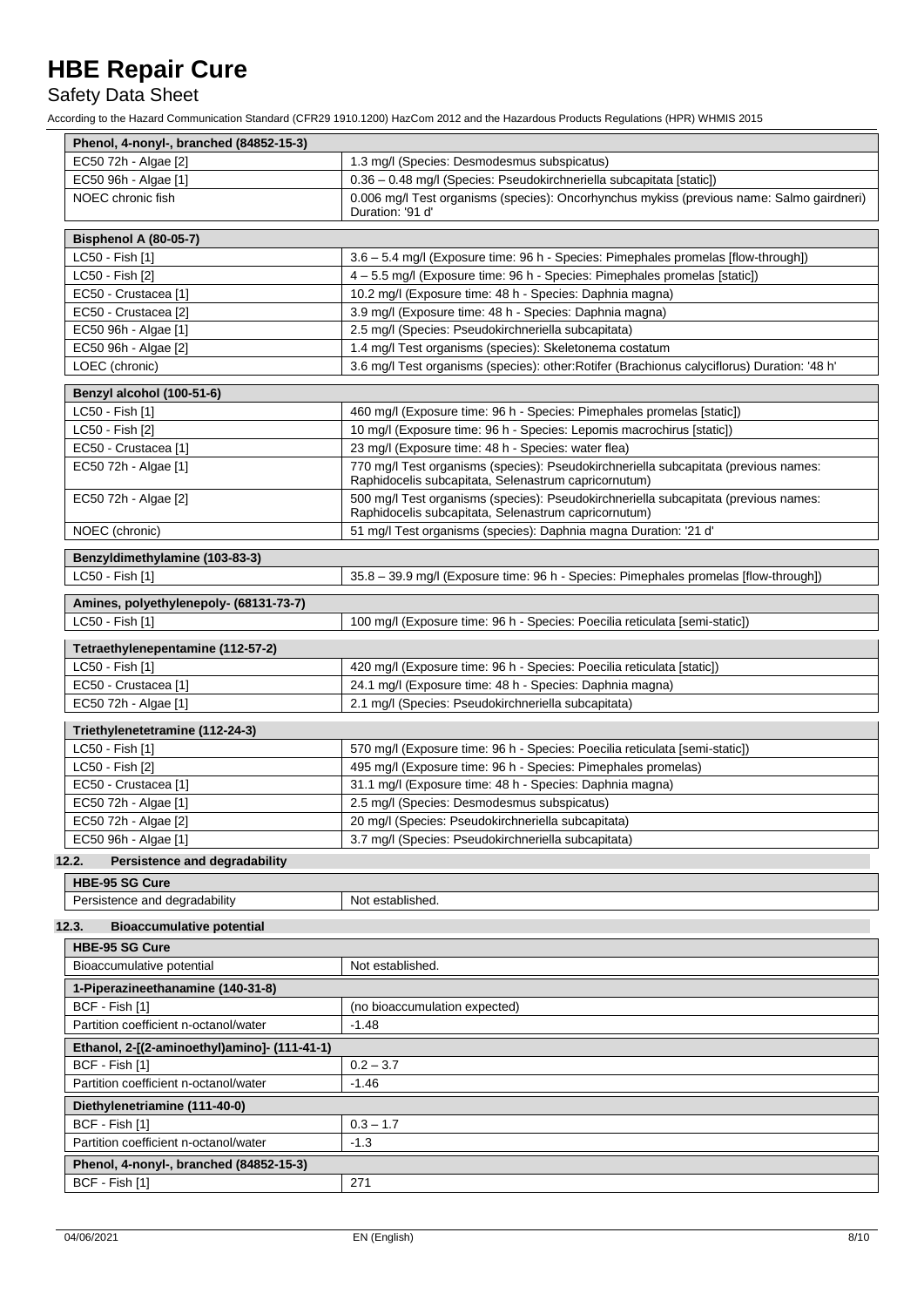| Phenol, 4-nonyl-, branched (84852-15-3) | |
|---|---|
| EC50 72h - Algae [2] | 1.3 mg/l (Species: Desmodesmus subspicatus) |
| EC50 96h - Algae [1] | 0.36 – 0.48 mg/l (Species: Pseudokirchneriella subcapitata [static]) |
| NOEC chronic fish | 0.006 mg/l Test organisms (species): Oncorhynchus mykiss (previous name: Salmo gairdneri) Duration: '91 d' |

| Bisphenol A (80-05-7) | |
|---|---|
| LC50 - Fish [1] | 3.6 – 5.4 mg/l (Exposure time: 96 h - Species: Pimephales promelas [flow-through]) |
| LC50 - Fish [2] | 4 – 5.5 mg/l (Exposure time: 96 h - Species: Pimephales promelas [static]) |
| EC50 - Crustacea [1] | 10.2 mg/l (Exposure time: 48 h - Species: Daphnia magna) |
| EC50 - Crustacea [2] | 3.9 mg/l (Exposure time: 48 h - Species: Daphnia magna) |
| EC50 96h - Algae [1] | 2.5 mg/l (Species: Pseudokirchneriella subcapitata) |
| EC50 96h - Algae [2] | 1.4 mg/l Test organisms (species): Skeletonema costatum |
| LOEC (chronic) | 3.6 mg/l Test organisms (species): other:Rotifer (Brachionus calyciflorus) Duration: '48 h' |

| Benzyl alcohol (100-51-6) | |
|---|---|
| LC50 - Fish [1] | 460 mg/l (Exposure time: 96 h - Species: Pimephales promelas [static]) |
| LC50 - Fish [2] | 10 mg/l (Exposure time: 96 h - Species: Lepomis macrochirus [static]) |
| EC50 - Crustacea [1] | 23 mg/l (Exposure time: 48 h - Species: water flea) |
| EC50 72h - Algae [1] | 770 mg/l Test organisms (species): Pseudokirchneriella subcapitata (previous names: Raphidocelis subcapitata, Selenastrum capricornutum) |
| EC50 72h - Algae [2] | 500 mg/l Test organisms (species): Pseudokirchneriella subcapitata (previous names: Raphidocelis subcapitata, Selenastrum capricornutum) |
| NOEC (chronic) | 51 mg/l Test organisms (species): Daphnia magna Duration: '21 d' |

| Benzyldimethylamine (103-83-3) | |
|---|---|
| LC50 - Fish [1] | 35.8 – 39.9 mg/l (Exposure time: 96 h - Species: Pimephales promelas [flow-through]) |

| Amines, polyethylenepoly- (68131-73-7) | |
|---|---|
| LC50 - Fish [1] | 100 mg/l (Exposure time: 96 h - Species: Poecilia reticulata [semi-static]) |

| Tetraethylenepentamine (112-57-2) | |
|---|---|
| LC50 - Fish [1] | 420 mg/l (Exposure time: 96 h - Species: Poecilia reticulata [static]) |
| EC50 - Crustacea [1] | 24.1 mg/l (Exposure time: 48 h - Species: Daphnia magna) |
| EC50 72h - Algae [1] | 2.1 mg/l (Species: Pseudokirchneriella subcapitata) |

| Triethylenetetramine (112-24-3) | |
|---|---|
| LC50 - Fish [1] | 570 mg/l (Exposure time: 96 h - Species: Poecilia reticulata [semi-static]) |
| LC50 - Fish [2] | 495 mg/l (Exposure time: 96 h - Species: Pimephales promelas) |
| EC50 - Crustacea [1] | 31.1 mg/l (Exposure time: 48 h - Species: Daphnia magna) |
| EC50 72h - Algae [1] | 2.5 mg/l (Species: Desmodesmus subspicatus) |
| EC50 72h - Algae [2] | 20 mg/l (Species: Pseudokirchneriella subcapitata) |
| EC50 96h - Algae [1] | 3.7 mg/l (Species: Pseudokirchneriella subcapitata) |

### 12.2. Persistence and degradability

| HBE-95 SG Cure | |
|---|---|
| Persistence and degradability | Not established. |

### 12.3. Bioaccumulative potential

| HBE-95 SG Cure | |
|---|---|
| Bioaccumulative potential | Not established. |

| 1-Piperazineethanamine (140-31-8) | |
|---|---|
| BCF - Fish [1] | (no bioaccumulation expected) |
| Partition coefficient n-octanol/water | -1.48 |

| Ethanol, 2-[(2-aminoethyl)amino]- (111-41-1) | |
|---|---|
| BCF - Fish [1] | 0.2 – 3.7 |
| Partition coefficient n-octanol/water | -1.46 |

| Diethylenetriamine (111-40-0) | |
|---|---|
| BCF - Fish [1] | 0.3 – 1.7 |
| Partition coefficient n-octanol/water | -1.3 |

| Phenol, 4-nonyl-, branched (84852-15-3) | |
|---|---|
| BCF - Fish [1] | 271 |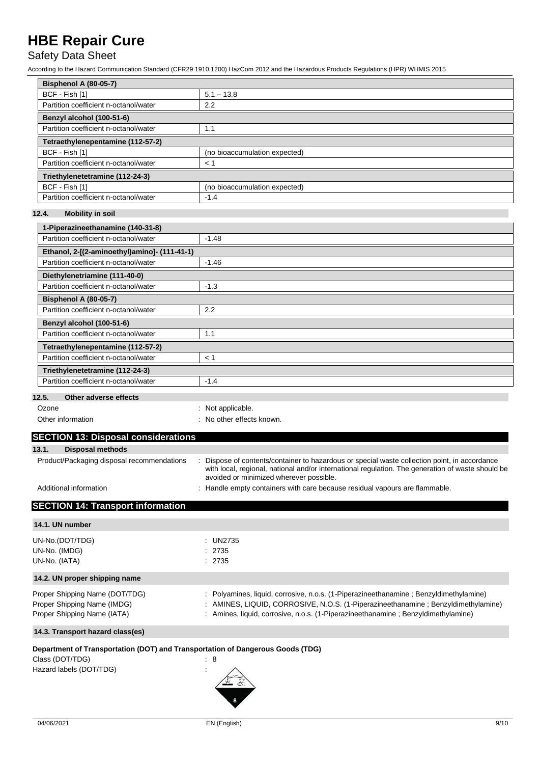| Bisphenol A (80-05-7) | |
|---|---|
| BCF - Fish [1] | 5.1 – 13.8 |
| Partition coefficient n-octanol/water | 2.2 |
| **Benzyl alcohol (100-51-6)** | |
| Partition coefficient n-octanol/water | 1.1 |
| **Tetraethylenepentamine (112-57-2)** | |
| BCF - Fish [1] | (no bioaccumulation expected) |
| Partition coefficient n-octanol/water | < 1 |
| **Triethylenetetramine (112-24-3)** | |
| BCF - Fish [1] | (no bioaccumulation expected) |
| Partition coefficient n-octanol/water | -1.4 |

### 12.4. Mobility in soil

| 1-Piperazineethanamine (140-31-8) | |
|---|---|
| Partition coefficient n-octanol/water | -1.48 |
| **Ethanol, 2-[(2-aminoethyl)amino]- (111-41-1)** | |
| Partition coefficient n-octanol/water | -1.46 |
| **Diethylenetriamine (111-40-0)** | |
| Partition coefficient n-octanol/water | -1.3 |
| **Bisphenol A (80-05-7)** | |
| Partition coefficient n-octanol/water | 2.2 |
| **Benzyl alcohol (100-51-6)** | |
| Partition coefficient n-octanol/water | 1.1 |
| **Tetraethylenepentamine (112-57-2)** | |
| Partition coefficient n-octanol/water | < 1 |
| **Triethylenetetramine (112-24-3)** | |
| Partition coefficient n-octanol/water | -1.4 |

### 12.5. Other adverse effects

Ozone : Not applicable.

Other information : No other effects known.

## SECTION 13: Disposal considerations

### 13.1. Disposal methods

Product/Packaging disposal recommendations : Dispose of contents/container to hazardous or special waste collection point, in accordance with local, regional, national and/or international regulation. The generation of waste should be avoided or minimized wherever possible.

Additional information : Handle empty containers with care because residual vapours are flammable.

## SECTION 14: Transport information

### 14.1. UN number

UN-No.(DOT/TDG) : UN2735

UN-No. (IMDG) : 2735

UN-No. (IATA) : 2735

### 14.2. UN proper shipping name

Proper Shipping Name (DOT/TDG) : Polyamines, liquid, corrosive, n.o.s. (1-Piperazineethanamine ; Benzyldimethylamine)

Proper Shipping Name (IMDG) : AMINES, LIQUID, CORROSIVE, N.O.S. (1-Piperazineethanamine ; Benzyldimethylamine)

Proper Shipping Name (IATA) : Amines, liquid, corrosive, n.o.s. (1-Piperazineethanamine ; Benzyldimethylamine)

### 14.3. Transport hazard class(es)

**Department of Transportation (DOT) and Transportation of Dangerous Goods (TDG)**

Class (DOT/TDG) : 8

Hazard labels (DOT/TDG) :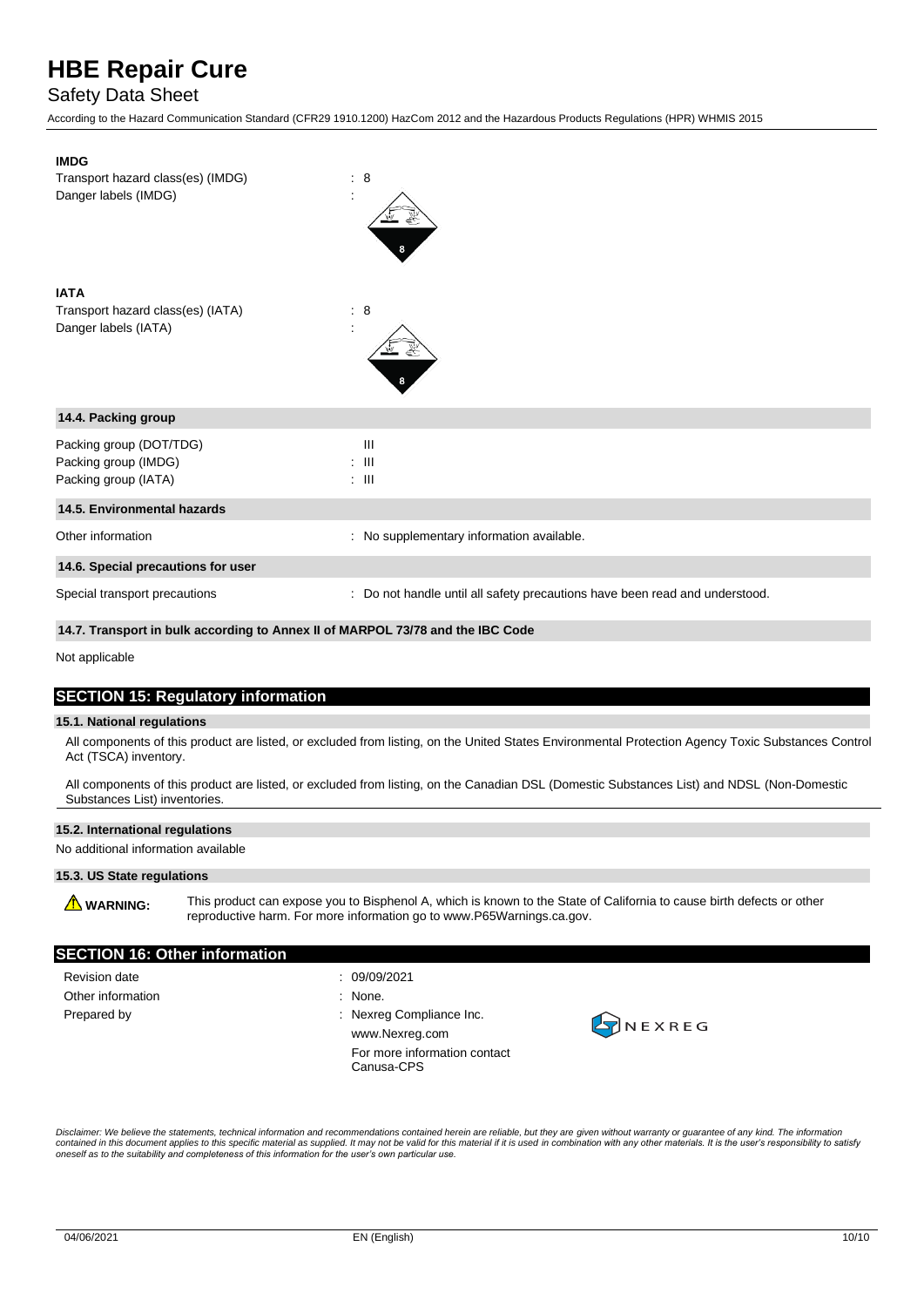**IMDG**

Transport hazard class(es) (IMDG) : 8

Danger labels (IMDG) :

**IATA**

Transport hazard class(es) (IATA) : 8

Danger labels (IATA) :

**14.4. Packing group**

Packing group (DOT/TDG) III

Packing group (IMDG) : III

Packing group (IATA) : III

**14.5. Environmental hazards**

Other information : No supplementary information available.

**14.6. Special precautions for user**

Special transport precautions : Do not handle until all safety precautions have been read and understood.

**14.7. Transport in bulk according to Annex II of MARPOL 73/78 and the IBC Code**

Not applicable

## SECTION 15: Regulatory information

**15.1. National regulations**

All components of this product are listed, or excluded from listing, on the United States Environmental Protection Agency Toxic Substances Control Act (TSCA) inventory.

All components of this product are listed, or excluded from listing, on the Canadian DSL (Domestic Substances List) and NDSL (Non-Domestic Substances List) inventories.

**15.2. International regulations**

No additional information available

**15.3. US State regulations**

**WARNING:** This product can expose you to Bisphenol A, which is known to the State of California to cause birth defects or other reproductive harm. For more information go to www.P65Warnings.ca.gov.

## SECTION 16: Other information

Revision date : 09/09/2021

Other information : None.

Prepared by : Nexreg Compliance Inc.
www.Nexreg.com
For more information contact Canusa-CPS

NEXREG

*Disclaimer: We believe the statements, technical information and recommendations contained herein are reliable, but they are given without warranty or guarantee of any kind. The information contained in this document applies to this specific material as supplied. It may not be valid for this material if it is used in combination with any other materials. It is the user's responsibility to satisfy oneself as to the suitability and completeness of this information for the user's own particular use.*